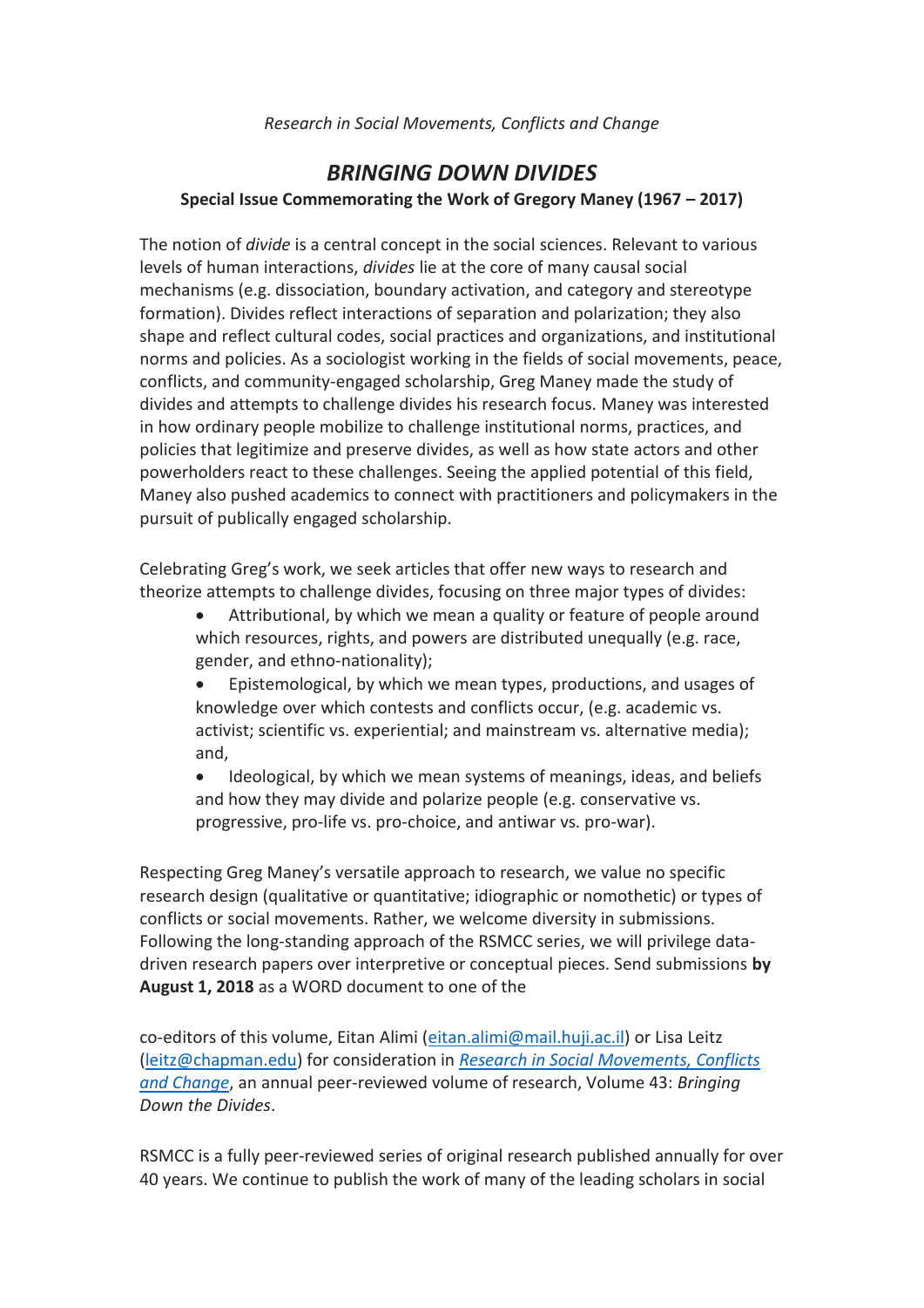*Research in Social Movements, Conflicts and Change*

# *BRINGING DOWN DIVIDES*

**Special Issue Commemorating the Work of Gregory Maney (1967 – 2017)**

The notion of *divide* is a central concept in the social sciences. Relevant to various levels of human interactions, *divides* lie at the core of many causal social mechanisms (e.g. dissociation, boundary activation, and category and stereotype formation). Divides reflect interactions of separation and polarization; they also shape and reflect cultural codes, social practices and organizations, and institutional norms and policies. As a sociologist working in the fields of social movements, peace, conflicts, and community-engaged scholarship, Greg Maney made the study of divides and attempts to challenge divides his research focus. Maney was interested in how ordinary people mobilize to challenge institutional norms, practices, and policies that legitimize and preserve divides, as well as how state actors and other powerholders react to these challenges. Seeing the applied potential of this field, Maney also pushed academics to connect with practitioners and policymakers in the pursuit of publically engaged scholarship.

Celebrating Greg's work, we seek articles that offer new ways to research and theorize attempts to challenge divides, focusing on three major types of divides:

- Attributional, by which we mean a quality or feature of people around which resources, rights, and powers are distributed unequally (e.g. race, gender, and ethno-nationality);
- Epistemological, by which we mean types, productions, and usages of knowledge over which contests and conflicts occur, (e.g. academic vs. activist; scientific vs. experiential; and mainstream vs. alternative media); and,
- Ideological, by which we mean systems of meanings, ideas, and beliefs and how they may divide and polarize people (e.g. conservative vs. progressive, pro-life vs. pro-choice, and antiwar vs. pro-war).

Respecting Greg Maney's versatile approach to research, we value no specific research design (qualitative or quantitative; idiographic or nomothetic) or types of conflicts or social movements. Rather, we welcome diversity in submissions. Following the long-standing approach of the RSMCC series, we will privilege data-driven research papers over interpretive or conceptual pieces. Send submissions **by August 1, 2018** as a WORD document to one of the

co-editors of this volume, Eitan Alimi (eitan.alimi@mail.huji.ac.il) or Lisa Leitz (leitz@chapman.edu) for consideration in *Research in Social Movements, Conflicts and Change*, an annual peer-reviewed volume of research, Volume 43: *Bringing Down the Divides*.

RSMCC is a fully peer-reviewed series of original research published annually for over 40 years. We continue to publish the work of many of the leading scholars in social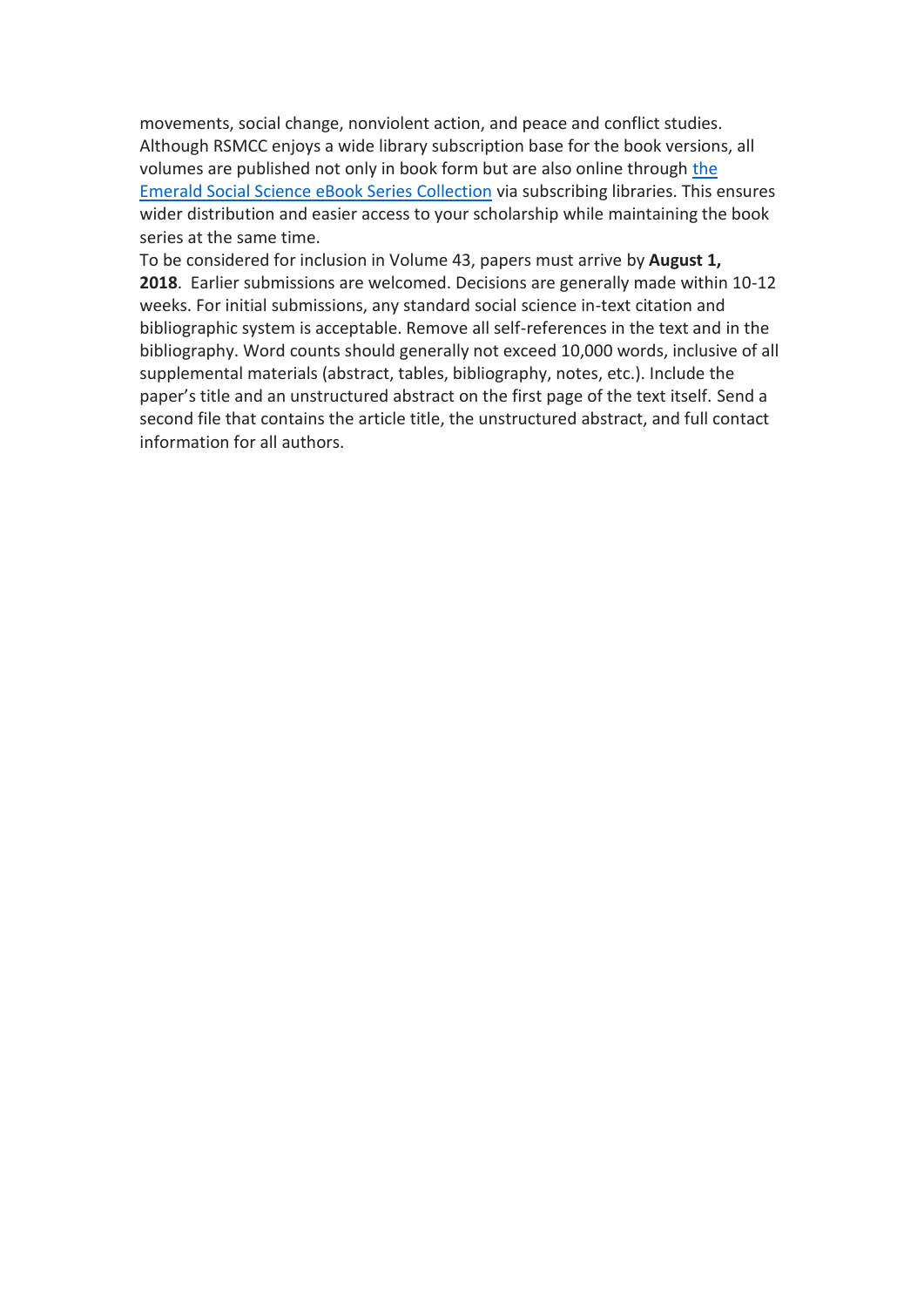movements, social change, nonviolent action, and peace and conflict studies. Although RSMCC enjoys a wide library subscription base for the book versions, all volumes are published not only in book form but are also online through the Emerald Social Science eBook Series Collection via subscribing libraries. This ensures wider distribution and easier access to your scholarship while maintaining the book series at the same time.

To be considered for inclusion in Volume 43, papers must arrive by **August 1, 2018**. Earlier submissions are welcomed. Decisions are generally made within 10-12 weeks. For initial submissions, any standard social science in-text citation and bibliographic system is acceptable. Remove all self-references in the text and in the bibliography. Word counts should generally not exceed 10,000 words, inclusive of all supplemental materials (abstract, tables, bibliography, notes, etc.). Include the paper's title and an unstructured abstract on the first page of the text itself. Send a second file that contains the article title, the unstructured abstract, and full contact information for all authors.